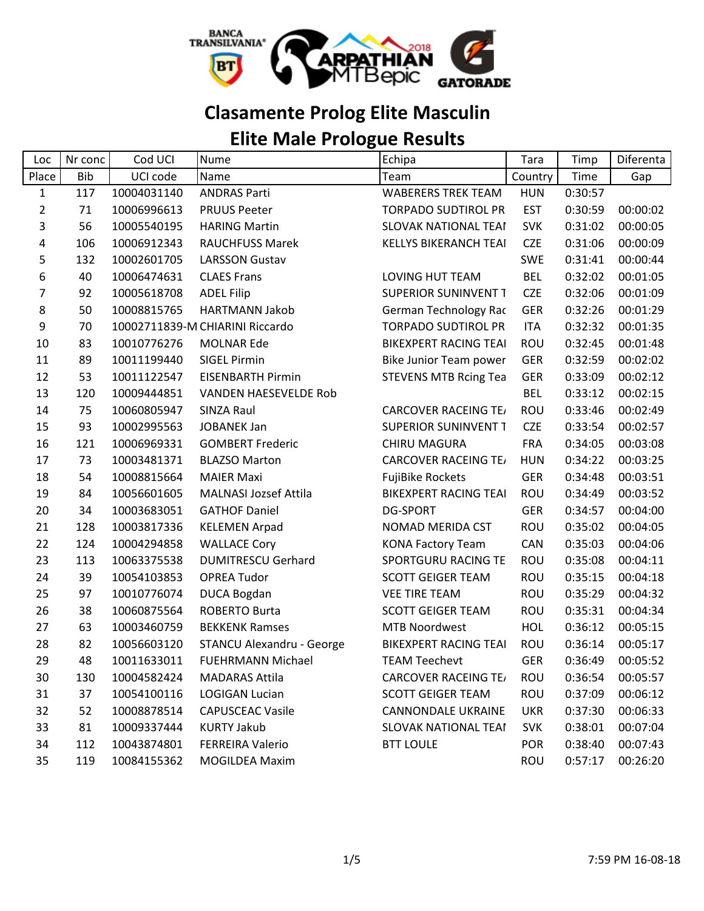# Clasamente Prolog Elite Masculin

# Elite Male Prologue Results

| Loc | Nr conc | Cod UCI | Nume | Echipa | Tara | Timp | Diferenta |
|---|---|---|---|---|---|---|---|
| Place | Bib | UCI code | Name | Team | Country | Time | Gap |
| 1 | 117 | 10004031140 | ANDRAS Parti | WABERERS TREK TEAM | HUN | 0:30:57 | |
| 2 | 71 | 10006996613 | PRUUS Peeter | TORPADO SUDTIROL PR | EST | 0:30:59 | 00:00:02 |
| 3 | 56 | 10005540195 | HARING Martin | SLOVAK NATIONAL TEAI | SVK | 0:31:02 | 00:00:05 |
| 4 | 106 | 10006912343 | RAUCHFUSS Marek | KELLYS BIKERANCH TEAI | CZE | 0:31:06 | 00:00:09 |
| 5 | 132 | 10002601705 | LARSSON Gustav | | SWE | 0:31:41 | 00:00:44 |
| 6 | 40 | 10006474631 | CLAES Frans | LOVING HUT TEAM | BEL | 0:32:02 | 00:01:05 |
| 7 | 92 | 10005618708 | ADEL Filip | SUPERIOR SUNINVENT T | CZE | 0:32:06 | 00:01:09 |
| 8 | 50 | 10008815765 | HARTMANN Jakob | German Technology Rac | GER | 0:32:26 | 00:01:29 |
| 9 | 70 | 10002711839-M | CHIARINI Riccardo | TORPADO SUDTIROL PR | ITA | 0:32:32 | 00:01:35 |
| 10 | 83 | 10010776276 | MOLNAR Ede | BIKEXPERT RACING TEAI | ROU | 0:32:45 | 00:01:48 |
| 11 | 89 | 10011199440 | SIGEL Pirmin | Bike Junior Team power | GER | 0:32:59 | 00:02:02 |
| 12 | 53 | 10011122547 | EISENBARTH Pirmin | STEVENS MTB Rcing Tea | GER | 0:33:09 | 00:02:12 |
| 13 | 120 | 10009444851 | VANDEN HAESEVELDE Rob | | BEL | 0:33:12 | 00:02:15 |
| 14 | 75 | 10060805947 | SINZA Raul | CARCOVER RACEING TE/ | ROU | 0:33:46 | 00:02:49 |
| 15 | 93 | 10002995563 | JOBANEK Jan | SUPERIOR SUNINVENT T | CZE | 0:33:54 | 00:02:57 |
| 16 | 121 | 10006969331 | GOMBERT Frederic | CHIRU MAGURA | FRA | 0:34:05 | 00:03:08 |
| 17 | 73 | 10003481371 | BLAZSO Marton | CARCOVER RACEING TE/ | HUN | 0:34:22 | 00:03:25 |
| 18 | 54 | 10008815664 | MAIER Maxi | FujiBike Rockets | GER | 0:34:48 | 00:03:51 |
| 19 | 84 | 10056601605 | MALNASI Jozsef Attila | BIKEXPERT RACING TEAI | ROU | 0:34:49 | 00:03:52 |
| 20 | 34 | 10003683051 | GATHOF Daniel | DG-SPORT | GER | 0:34:57 | 00:04:00 |
| 21 | 128 | 10003817336 | KELEMEN Arpad | NOMAD MERIDA CST | ROU | 0:35:02 | 00:04:05 |
| 22 | 124 | 10004294858 | WALLACE Cory | KONA Factory Team | CAN | 0:35:03 | 00:04:06 |
| 23 | 113 | 10063375538 | DUMITRESCU Gerhard | SPORTGURU RACING TE | ROU | 0:35:08 | 00:04:11 |
| 24 | 39 | 10054103853 | OPREA Tudor | SCOTT GEIGER TEAM | ROU | 0:35:15 | 00:04:18 |
| 25 | 97 | 10010776074 | DUCA Bogdan | VEE TIRE TEAM | ROU | 0:35:29 | 00:04:32 |
| 26 | 38 | 10060875564 | ROBERTO Burta | SCOTT GEIGER TEAM | ROU | 0:35:31 | 00:04:34 |
| 27 | 63 | 10003460759 | BEKKENK Ramses | MTB Noordwest | HOL | 0:36:12 | 00:05:15 |
| 28 | 82 | 10056603120 | STANCU Alexandru - George | BIKEXPERT RACING TEAI | ROU | 0:36:14 | 00:05:17 |
| 29 | 48 | 10011633011 | FUEHRMANN Michael | TEAM Teechevt | GER | 0:36:49 | 00:05:52 |
| 30 | 130 | 10004582424 | MADARAS Attila | CARCOVER RACEING TE/ | ROU | 0:36:54 | 00:05:57 |
| 31 | 37 | 10054100116 | LOGIGAN Lucian | SCOTT GEIGER TEAM | ROU | 0:37:09 | 00:06:12 |
| 32 | 52 | 10008878514 | CAPUSCEAC Vasile | CANNONDALE UKRAINE | UKR | 0:37:30 | 00:06:33 |
| 33 | 81 | 10009337444 | KURTY Jakub | SLOVAK NATIONAL TEAI | SVK | 0:38:01 | 00:07:04 |
| 34 | 112 | 10043874801 | FERREIRA Valerio | BTT LOULE | POR | 0:38:40 | 00:07:43 |
| 35 | 119 | 10084155362 | MOGILDEA Maxim | | ROU | 0:57:17 | 00:26:20 |

7:59 PM 16-08-18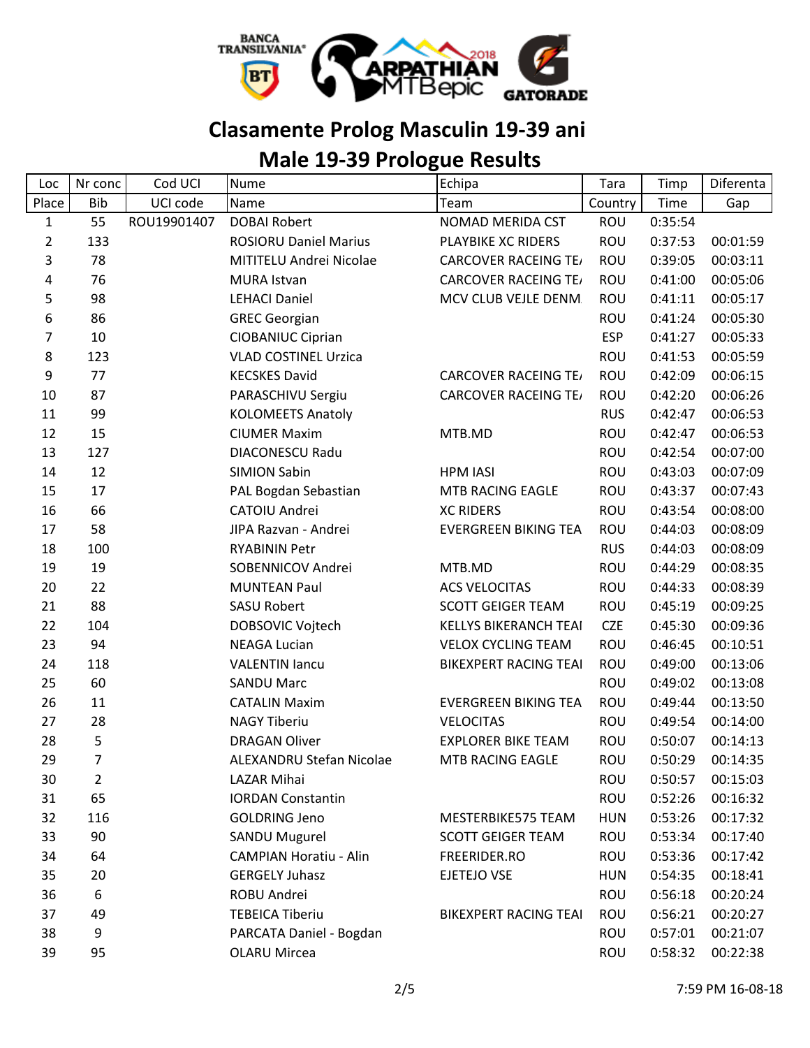# Clasamente Prolog Masculin 19-39 ani

# Male 19-39 Prologue Results

| Loc | Nr conc | Cod UCI | Nume | Echipa | Tara | Timp | Diferenta |
|---|---|---|---|---|---|---|---|
| Place | Bib | UCI code | Name | Team | Country | Time | Gap |
| 1 | 55 | ROU19901407 | DOBAI Robert | NOMAD MERIDA CST | ROU | 0:35:54 | |
| 2 | 133 | | ROSIORU Daniel Marius | PLAYBIKE XC RIDERS | ROU | 0:37:53 | 00:01:59 |
| 3 | 78 | | MITITELU Andrei Nicolae | CARCOVER RACEING TE/ | ROU | 0:39:05 | 00:03:11 |
| 4 | 76 | | MURA Istvan | CARCOVER RACEING TE/ | ROU | 0:41:00 | 00:05:06 |
| 5 | 98 | | LEHACI Daniel | MCV CLUB VEJLE DENM | ROU | 0:41:11 | 00:05:17 |
| 6 | 86 | | GREC Georgian | | ROU | 0:41:24 | 00:05:30 |
| 7 | 10 | | CIOBANIUC Ciprian | | ESP | 0:41:27 | 00:05:33 |
| 8 | 123 | | VLAD COSTINEL Urzica | | ROU | 0:41:53 | 00:05:59 |
| 9 | 77 | | KECSKES David | CARCOVER RACEING TE/ | ROU | 0:42:09 | 00:06:15 |
| 10 | 87 | | PARASCHIVU Sergiu | CARCOVER RACEING TE/ | ROU | 0:42:20 | 00:06:26 |
| 11 | 99 | | KOLOMEETS Anatoly | | RUS | 0:42:47 | 00:06:53 |
| 12 | 15 | | CIUMER Maxim | MTB.MD | ROU | 0:42:47 | 00:06:53 |
| 13 | 127 | | DIACONESCU Radu | | ROU | 0:42:54 | 00:07:00 |
| 14 | 12 | | SIMION Sabin | HPM IASI | ROU | 0:43:03 | 00:07:09 |
| 15 | 17 | | PAL Bogdan Sebastian | MTB RACING EAGLE | ROU | 0:43:37 | 00:07:43 |
| 16 | 66 | | CATOIU Andrei | XC RIDERS | ROU | 0:43:54 | 00:08:00 |
| 17 | 58 | | JIPA Razvan - Andrei | EVERGREEN BIKING TEA | ROU | 0:44:03 | 00:08:09 |
| 18 | 100 | | RYABININ Petr | | RUS | 0:44:03 | 00:08:09 |
| 19 | 19 | | SOBENNICOV Andrei | MTB.MD | ROU | 0:44:29 | 00:08:35 |
| 20 | 22 | | MUNTEAN Paul | ACS VELOCITAS | ROU | 0:44:33 | 00:08:39 |
| 21 | 88 | | SASU Robert | SCOTT GEIGER TEAM | ROU | 0:45:19 | 00:09:25 |
| 22 | 104 | | DOBSOVIC Vojtech | KELLYS BIKERANCH TEAI | CZE | 0:45:30 | 00:09:36 |
| 23 | 94 | | NEAGA Lucian | VELOX CYCLING TEAM | ROU | 0:46:45 | 00:10:51 |
| 24 | 118 | | VALENTIN Iancu | BIKEXPERT RACING TEAI | ROU | 0:49:00 | 00:13:06 |
| 25 | 60 | | SANDU Marc | | ROU | 0:49:02 | 00:13:08 |
| 26 | 11 | | CATALIN Maxim | EVERGREEN BIKING TEA | ROU | 0:49:44 | 00:13:50 |
| 27 | 28 | | NAGY Tiberiu | VELOCITAS | ROU | 0:49:54 | 00:14:00 |
| 28 | 5 | | DRAGAN Oliver | EXPLORER BIKE TEAM | ROU | 0:50:07 | 00:14:13 |
| 29 | 7 | | ALEXANDRU Stefan Nicolae | MTB RACING EAGLE | ROU | 0:50:29 | 00:14:35 |
| 30 | 2 | | LAZAR Mihai | | ROU | 0:50:57 | 00:15:03 |
| 31 | 65 | | IORDAN Constantin | | ROU | 0:52:26 | 00:16:32 |
| 32 | 116 | | GOLDRING Jeno | MESTERBIKE575 TEAM | HUN | 0:53:26 | 00:17:32 |
| 33 | 90 | | SANDU Mugurel | SCOTT GEIGER TEAM | ROU | 0:53:34 | 00:17:40 |
| 34 | 64 | | CAMPIAN Horatiu - Alin | FREERIDER.RO | ROU | 0:53:36 | 00:17:42 |
| 35 | 20 | | GERGELY Juhasz | EJETEJO VSE | HUN | 0:54:35 | 00:18:41 |
| 36 | 6 | | ROBU Andrei | | ROU | 0:56:18 | 00:20:24 |
| 37 | 49 | | TEBEICA Tiberiu | BIKEXPERT RACING TEAI | ROU | 0:56:21 | 00:20:27 |
| 38 | 9 | | PARCATA Daniel - Bogdan | | ROU | 0:57:01 | 00:21:07 |
| 39 | 95 | | OLARU Mircea | | ROU | 0:58:32 | 00:22:38 |

7:59 PM 16-08-18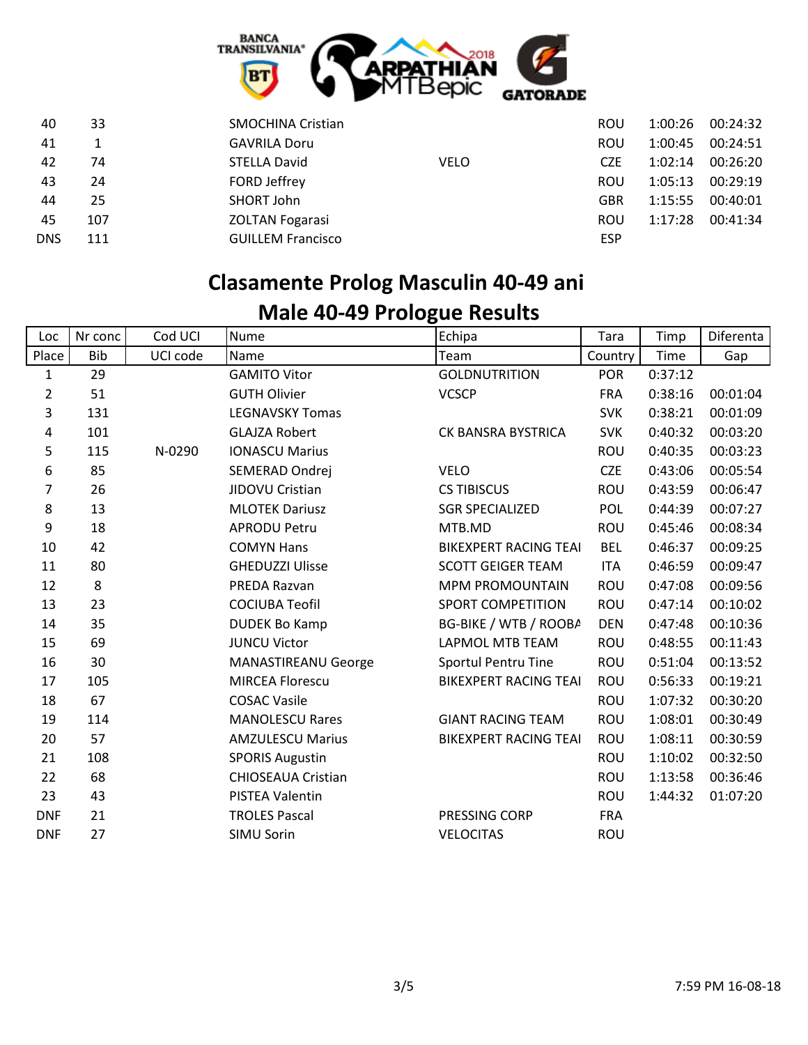| | | | | | | | |
|---|---|---|---|---|---|---|---|
| 40 | 33 | | SMOCHINA Cristian | | ROU | 1:00:26 | 00:24:32 |
| 41 | 1 | | GAVRILA Doru | | ROU | 1:00:45 | 00:24:51 |
| 42 | 74 | | STELLA David | VELO | CZE | 1:02:14 | 00:26:20 |
| 43 | 24 | | FORD Jeffrey | | ROU | 1:05:13 | 00:29:19 |
| 44 | 25 | | SHORT John | | GBR | 1:15:55 | 00:40:01 |
| 45 | 107 | | ZOLTAN Fogarasi | | ROU | 1:17:28 | 00:41:34 |
| DNS | 111 | | GUILLEM Francisco | | ESP | | |

## Clasamente Prolog Masculin 40-49 ani

## Male 40-49 Prologue Results

| Loc | Nr conc | Cod UCI | Nume | Echipa | Tara | Timp | Diferenta |
|---|---|---|---|---|---|---|---|
| Place | Bib | UCI code | Name | Team | Country | Time | Gap |
| 1 | 29 | | GAMITO Vitor | GOLDNUTRITION | POR | 0:37:12 | |
| 2 | 51 | | GUTH Olivier | VCSCP | FRA | 0:38:16 | 00:01:04 |
| 3 | 131 | | LEGNAVSKY Tomas | | SVK | 0:38:21 | 00:01:09 |
| 4 | 101 | | GLAJZA Robert | CK BANSRA BYSTRICA | SVK | 0:40:32 | 00:03:20 |
| 5 | 115 | N-0290 | IONASCU Marius | | ROU | 0:40:35 | 00:03:23 |
| 6 | 85 | | SEMERAD Ondrej | VELO | CZE | 0:43:06 | 00:05:54 |
| 7 | 26 | | JIDOVU Cristian | CS TIBISCUS | ROU | 0:43:59 | 00:06:47 |
| 8 | 13 | | MLOTEK Dariusz | SGR SPECIALIZED | POL | 0:44:39 | 00:07:27 |
| 9 | 18 | | APRODU Petru | MTB.MD | ROU | 0:45:46 | 00:08:34 |
| 10 | 42 | | COMYN Hans | BIKEXPERT RACING TEAI | BEL | 0:46:37 | 00:09:25 |
| 11 | 80 | | GHEDUZZI Ulisse | SCOTT GEIGER TEAM | ITA | 0:46:59 | 00:09:47 |
| 12 | 8 | | PREDA Razvan | MPM PROMOUNTAIN | ROU | 0:47:08 | 00:09:56 |
| 13 | 23 | | COCIUBA Teofil | SPORT COMPETITION | ROU | 0:47:14 | 00:10:02 |
| 14 | 35 | | DUDEK Bo Kamp | BG-BIKE / WTB / ROOBA | DEN | 0:47:48 | 00:10:36 |
| 15 | 69 | | JUNCU Victor | LAPMOL MTB TEAM | ROU | 0:48:55 | 00:11:43 |
| 16 | 30 | | MANASTIREANU George | Sportul Pentru Tine | ROU | 0:51:04 | 00:13:52 |
| 17 | 105 | | MIRCEA Florescu | BIKEXPERT RACING TEAI | ROU | 0:56:33 | 00:19:21 |
| 18 | 67 | | COSAC Vasile | | ROU | 1:07:32 | 00:30:20 |
| 19 | 114 | | MANOLESCU Rares | GIANT RACING TEAM | ROU | 1:08:01 | 00:30:49 |
| 20 | 57 | | AMZULESCU Marius | BIKEXPERT RACING TEAI | ROU | 1:08:11 | 00:30:59 |
| 21 | 108 | | SPORIS Augustin | | ROU | 1:10:02 | 00:32:50 |
| 22 | 68 | | CHIOSEAUA Cristian | | ROU | 1:13:58 | 00:36:46 |
| 23 | 43 | | PISTEA Valentin | | ROU | 1:44:32 | 01:07:20 |
| DNF | 21 | | TROLES Pascal | PRESSING CORP | FRA | | |
| DNF | 27 | | SIMU Sorin | VELOCITAS | ROU | | |

7:59 PM 16-08-18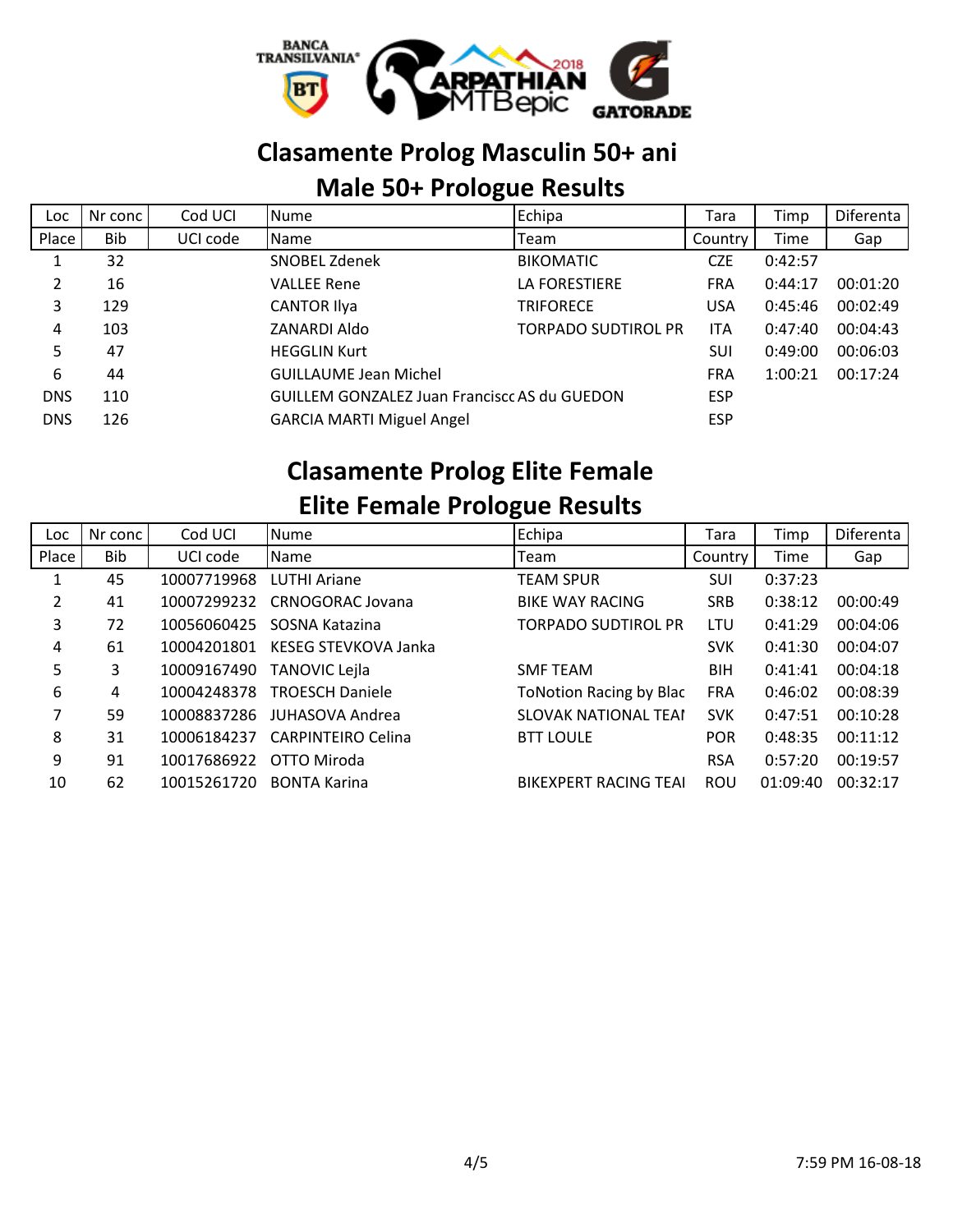# Clasamente Prolog Masculin 50+ ani
## Male 50+ Prologue Results

| Loc<br>Place | Nr conc<br>Bib | Cod UCI<br>UCI code | Nume<br>Name | Echipa<br>Team | Tara<br>Country | Timp<br>Time | Diferenta<br>Gap |
|---|---|---|---|---|---|---|---|
| 1 | 32 | | SNOBEL Zdenek | BIKOMATIC | CZE | 0:42:57 | |
| 2 | 16 | | VALLEE Rene | LA FORESTIERE | FRA | 0:44:17 | 00:01:20 |
| 3 | 129 | | CANTOR Ilya | TRIFORECE | USA | 0:45:46 | 00:02:49 |
| 4 | 103 | | ZANARDI Aldo | TORPADO SUDTIROL PR | ITA | 0:47:40 | 00:04:43 |
| 5 | 47 | | HEGGLIN Kurt | | SUI | 0:49:00 | 00:06:03 |
| 6 | 44 | | GUILLAUME Jean Michel | | FRA | 1:00:21 | 00:17:24 |
| DNS | 110 | | GUILLEM GONZALEZ Juan Franciscc | AS du GUEDON | ESP | | |
| DNS | 126 | | GARCIA MARTI Miguel Angel | | ESP | | |

# Clasamente Prolog Elite Female
## Elite Female Prologue Results

| Loc<br>Place | Nr conc<br>Bib | Cod UCI<br>UCI code | Nume<br>Name | Echipa<br>Team | Tara<br>Country | Timp<br>Time | Diferenta<br>Gap |
|---|---|---|---|---|---|---|---|
| 1 | 45 | 10007719968 | LUTHI Ariane | TEAM SPUR | SUI | 0:37:23 | |
| 2 | 41 | 10007299232 | CRNOGORAC Jovana | BIKE WAY RACING | SRB | 0:38:12 | 00:00:49 |
| 3 | 72 | 10056060425 | SOSNA Katazina | TORPADO SUDTIROL PR | LTU | 0:41:29 | 00:04:06 |
| 4 | 61 | 10004201801 | KESEG STEVKOVA Janka | | SVK | 0:41:30 | 00:04:07 |
| 5 | 3 | 10009167490 | TANOVIC Lejla | SMF TEAM | BIH | 0:41:41 | 00:04:18 |
| 6 | 4 | 10004248378 | TROESCH Daniele | ToNotion Racing by Blac | FRA | 0:46:02 | 00:08:39 |
| 7 | 59 | 10008837286 | JUHASOVA Andrea | SLOVAK NATIONAL TEAI | SVK | 0:47:51 | 00:10:28 |
| 8 | 31 | 10006184237 | CARPINTEIRO Celina | BTT LOULE | POR | 0:48:35 | 00:11:12 |
| 9 | 91 | 10017686922 | OTTO Miroda | | RSA | 0:57:20 | 00:19:57 |
| 10 | 62 | 10015261720 | BONTA Karina | BIKEXPERT RACING TEAI | ROU | 01:09:40 | 00:32:17 |

7:59 PM 16-08-18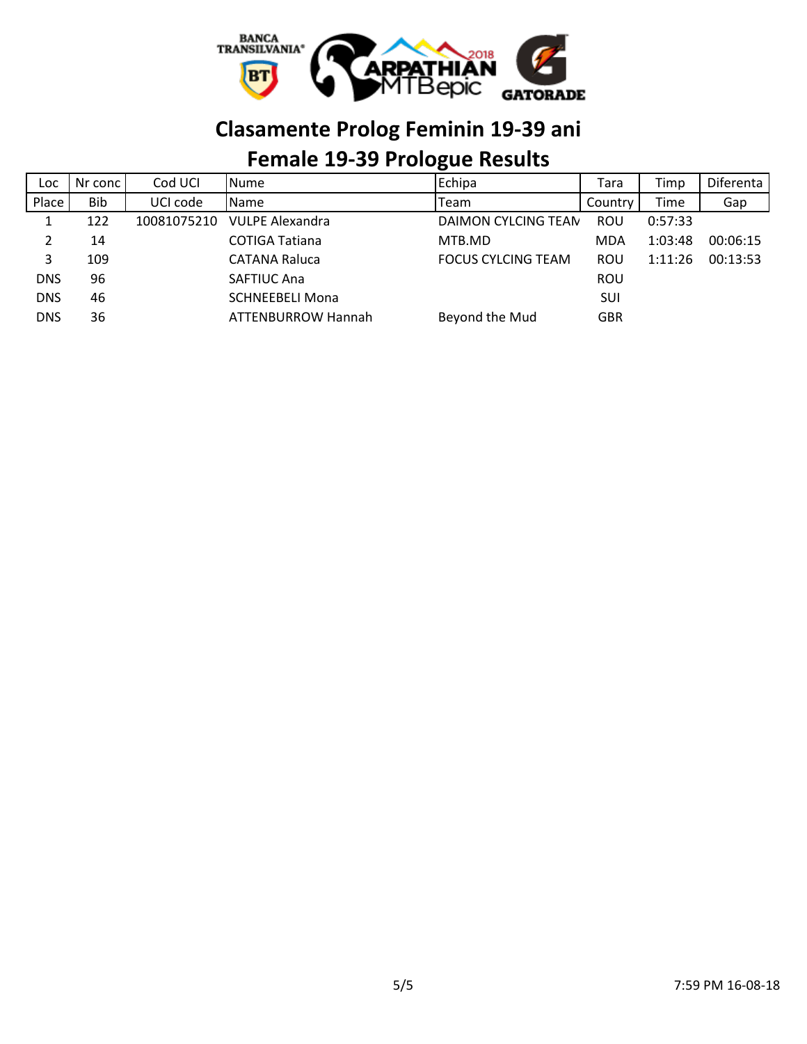# Clasamente Prolog Feminin 19-39 ani

# Female 19-39 Prologue Results

| Loc | Nr conc | Cod UCI | Nume | Echipa | Tara | Timp | Diferenta |
|---|---|---|---|---|---|---|---|
| Place | Bib | UCI code | Name | Team | Country | Time | Gap |
| 1 | 122 | 10081075210 | VULPE Alexandra | DAIMON CYLCING TEAN | ROU | 0:57:33 | |
| 2 | 14 | | COTIGA Tatiana | MTB.MD | MDA | 1:03:48 | 00:06:15 |
| 3 | 109 | | CATANA Raluca | FOCUS CYLCING TEAM | ROU | 1:11:26 | 00:13:53 |
| DNS | 96 | | SAFTIUC Ana | | ROU | | |
| DNS | 46 | | SCHNEEBELI Mona | | SUI | | |
| DNS | 36 | | ATTENBURROW Hannah | Beyond the Mud | GBR | | |

7:59 PM 16-08-18